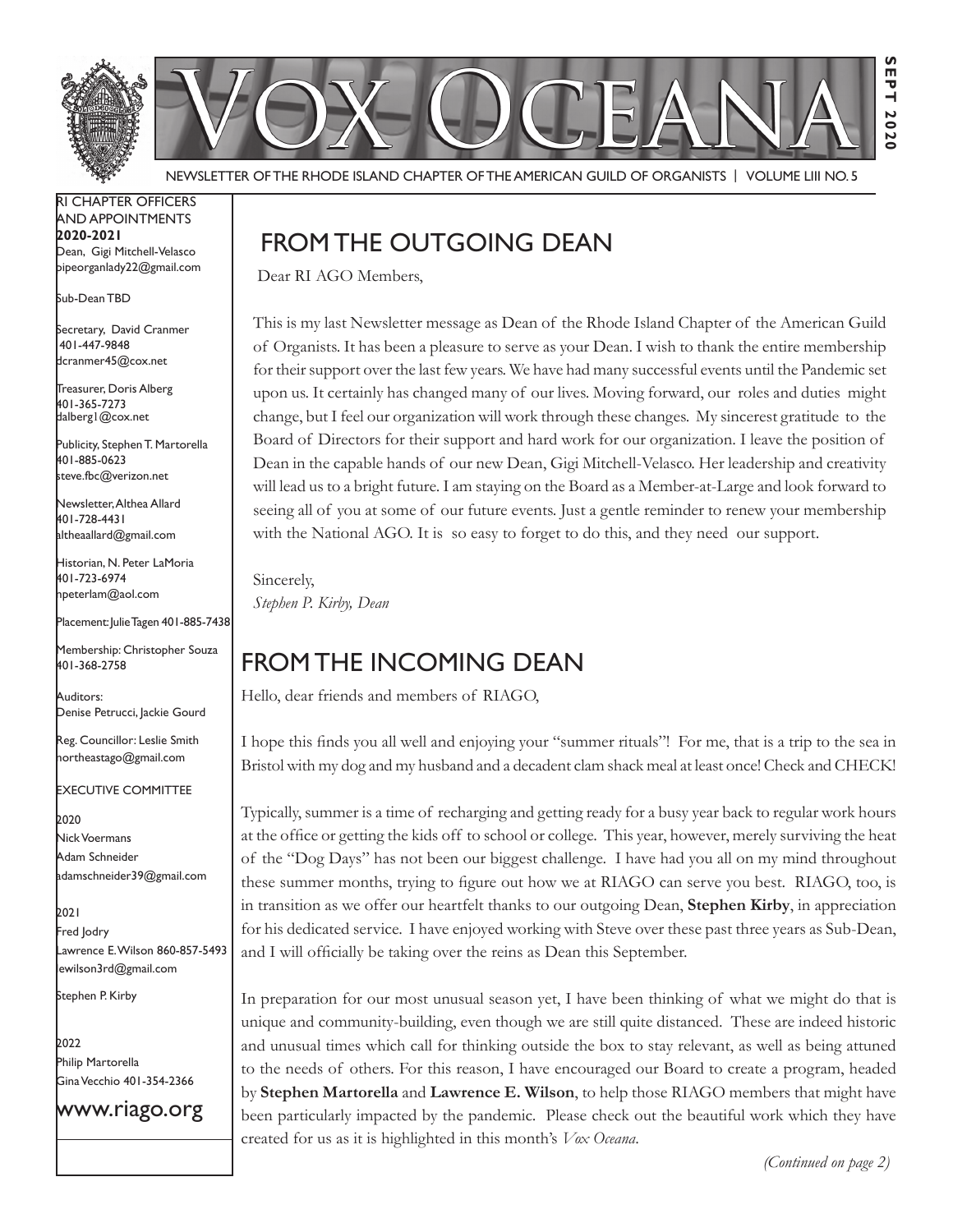# VOX OCEANA

NEWSLETTER OF THE RHODE ISLAND CHAPTER OF THE AMERICAN GUILD OF ORGANISTS | VOLUME LIII NO. 5

SEPT 2020

RI CHAPTER OFFICERS AND APPOINTMENTS
**2020-2021**

Dean, Gigi Mitchell-Velasco
pipeorganlady22@gmail.com

Sub-Dean TBD

Secretary, David Cranmer
401-447-9848
dcranmer45@cox.net

Treasurer, Doris Alberg
401-365-7273
dalberg1@cox.net

Publicity, Stephen T. Martorella
401-885-0623
steve.fbc@verizon.net

Newsletter, Althea Allard
401-728-4431
altheaallard@gmail.com

Historian, N. Peter LaMoria
401-723-6974
npeterlam@aol.com

Placement: Julie Tagen 401-885-7438

Membership: Christopher Souza
401-368-2758

Auditors:
Denise Petrucci, Jackie Gourd

Reg. Councillor: Leslie Smith
northeastago@gmail.com

EXECUTIVE COMMITTEE

2020
Nick Voermans
Adam Schneider
adamschneider39@gmail.com

2021
Fred Jodry
Lawrence E. Wilson 860-857-5493
lewilson3rd@gmail.com
Stephen P. Kirby

2022
Philip Martorella
Gina Vecchio 401-354-2366

www.riago.org

## FROM THE OUTGOING DEAN

Dear RI AGO Members,

This is my last Newsletter message as Dean of the Rhode Island Chapter of the American Guild of Organists. It has been a pleasure to serve as your Dean. I wish to thank the entire membership for their support over the last few years. We have had many successful events until the Pandemic set upon us. It certainly has changed many of our lives. Moving forward, our roles and duties might change, but I feel our organization will work through these changes. My sincerest gratitude to the Board of Directors for their support and hard work for our organization. I leave the position of Dean in the capable hands of our new Dean, Gigi Mitchell-Velasco. Her leadership and creativity will lead us to a bright future. I am staying on the Board as a Member-at-Large and look forward to seeing all of you at some of our future events. Just a gentle reminder to renew your membership with the National AGO. It is so easy to forget to do this, and they need our support.

Sincerely,
*Stephen P. Kirby, Dean*

## FROM THE INCOMING DEAN

Hello, dear friends and members of RIAGO,

I hope this finds you all well and enjoying your "summer rituals"! For me, that is a trip to the sea in Bristol with my dog and my husband and a decadent clam shack meal at least once! Check and CHECK!

Typically, summer is a time of recharging and getting ready for a busy year back to regular work hours at the office or getting the kids off to school or college. This year, however, merely surviving the heat of the "Dog Days" has not been our biggest challenge. I have had you all on my mind throughout these summer months, trying to figure out how we at RIAGO can serve you best. RIAGO, too, is in transition as we offer our heartfelt thanks to our outgoing Dean, **Stephen Kirby**, in appreciation for his dedicated service. I have enjoyed working with Steve over these past three years as Sub-Dean, and I will officially be taking over the reins as Dean this September.

In preparation for our most unusual season yet, I have been thinking of what we might do that is unique and community-building, even though we are still quite distanced. These are indeed historic and unusual times which call for thinking outside the box to stay relevant, as well as being attuned to the needs of others. For this reason, I have encouraged our Board to create a program, headed by **Stephen Martorella** and **Lawrence E. Wilson**, to help those RIAGO members that might have been particularly impacted by the pandemic. Please check out the beautiful work which they have created for us as it is highlighted in this month's *Vox Oceana*.

*(Continued on page 2)*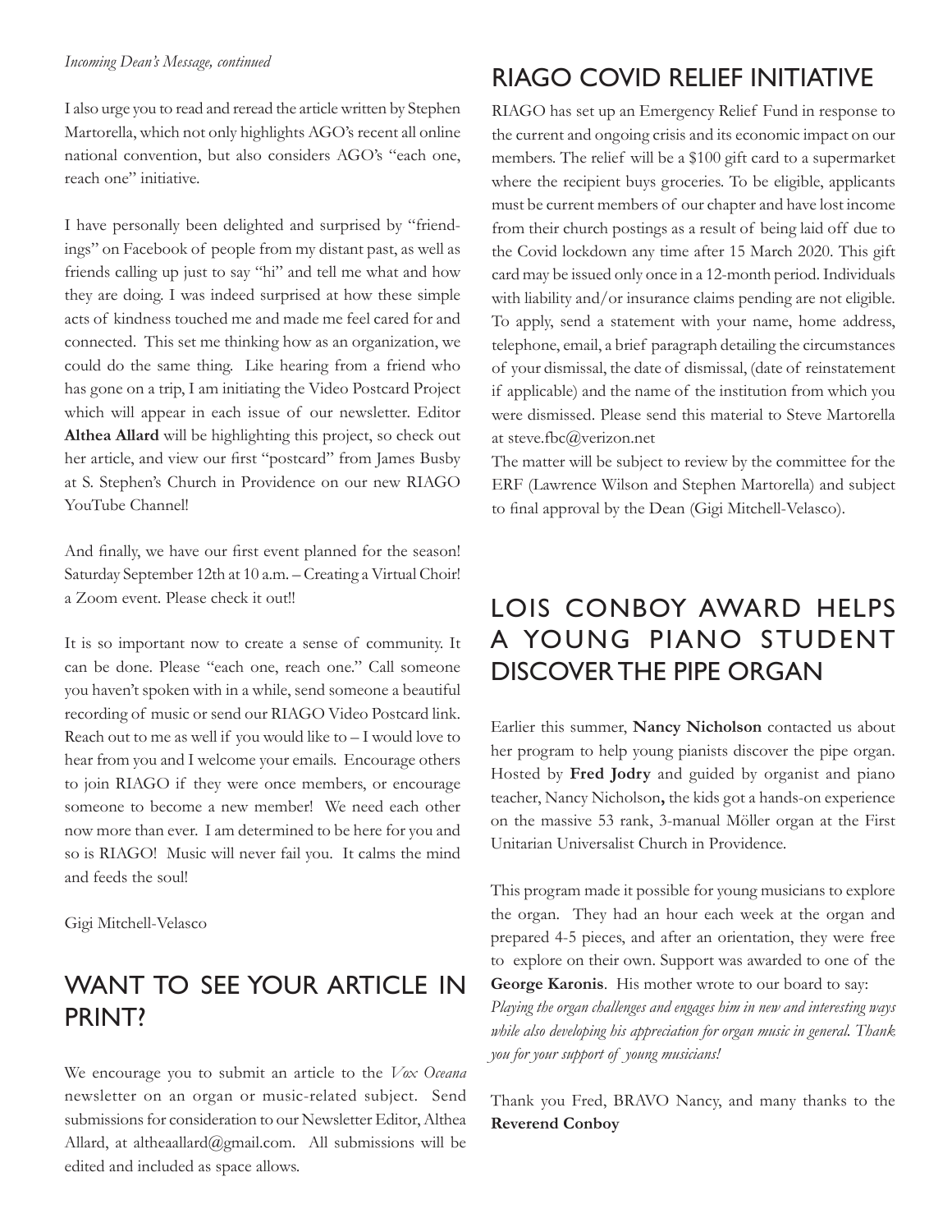*Incoming Dean's Message, continued*

I also urge you to read and reread the article written by Stephen Martorella, which not only highlights AGO's recent all online national convention, but also considers AGO's "each one, reach one" initiative.

I have personally been delighted and surprised by "friendings" on Facebook of people from my distant past, as well as friends calling up just to say "hi" and tell me what and how they are doing. I was indeed surprised at how these simple acts of kindness touched me and made me feel cared for and connected. This set me thinking how as an organization, we could do the same thing. Like hearing from a friend who has gone on a trip, I am initiating the Video Postcard Project which will appear in each issue of our newsletter. Editor **Althea Allard** will be highlighting this project, so check out her article, and view our first "postcard" from James Busby at S. Stephen's Church in Providence on our new RIAGO YouTube Channel!

And finally, we have our first event planned for the season! Saturday September 12th at 10 a.m. – Creating a Virtual Choir! a Zoom event. Please check it out!!

It is so important now to create a sense of community. It can be done. Please "each one, reach one." Call someone you haven't spoken with in a while, send someone a beautiful recording of music or send our RIAGO Video Postcard link. Reach out to me as well if you would like to – I would love to hear from you and I welcome your emails. Encourage others to join RIAGO if they were once members, or encourage someone to become a new member! We need each other now more than ever. I am determined to be here for you and so is RIAGO! Music will never fail you. It calms the mind and feeds the soul!

Gigi Mitchell-Velasco

## WANT TO SEE YOUR ARTICLE IN PRINT?

We encourage you to submit an article to the *Vox Oceana* newsletter on an organ or music-related subject. Send submissions for consideration to our Newsletter Editor, Althea Allard, at altheaallard@gmail.com. All submissions will be edited and included as space allows.

## RIAGO COVID RELIEF INITIATIVE

RIAGO has set up an Emergency Relief Fund in response to the current and ongoing crisis and its economic impact on our members. The relief will be a $100 gift card to a supermarket where the recipient buys groceries. To be eligible, applicants must be current members of our chapter and have lost income from their church postings as a result of being laid off due to the Covid lockdown any time after 15 March 2020. This gift card may be issued only once in a 12-month period. Individuals with liability and/or insurance claims pending are not eligible. To apply, send a statement with your name, home address, telephone, email, a brief paragraph detailing the circumstances of your dismissal, the date of dismissal, (date of reinstatement if applicable) and the name of the institution from which you were dismissed. Please send this material to Steve Martorella at steve.fbc@verizon.net

The matter will be subject to review by the committee for the ERF (Lawrence Wilson and Stephen Martorella) and subject to final approval by the Dean (Gigi Mitchell-Velasco).

## LOIS CONBOY AWARD HELPS A YOUNG PIANO STUDENT DISCOVER THE PIPE ORGAN

Earlier this summer, **Nancy Nicholson** contacted us about her program to help young pianists discover the pipe organ. Hosted by **Fred Jodry** and guided by organist and piano teacher, Nancy Nicholson**,** the kids got a hands-on experience on the massive 53 rank, 3-manual Möller organ at the First Unitarian Universalist Church in Providence.

This program made it possible for young musicians to explore the organ. They had an hour each week at the organ and prepared 4-5 pieces, and after an orientation, they were free to explore on their own. Support was awarded to one of the **George Karonis**. His mother wrote to our board to say:

*Playing the organ challenges and engages him in new and interesting ways while also developing his appreciation for organ music in general. Thank you for your support of young musicians!*

Thank you Fred, BRAVO Nancy, and many thanks to the **Reverend Conboy**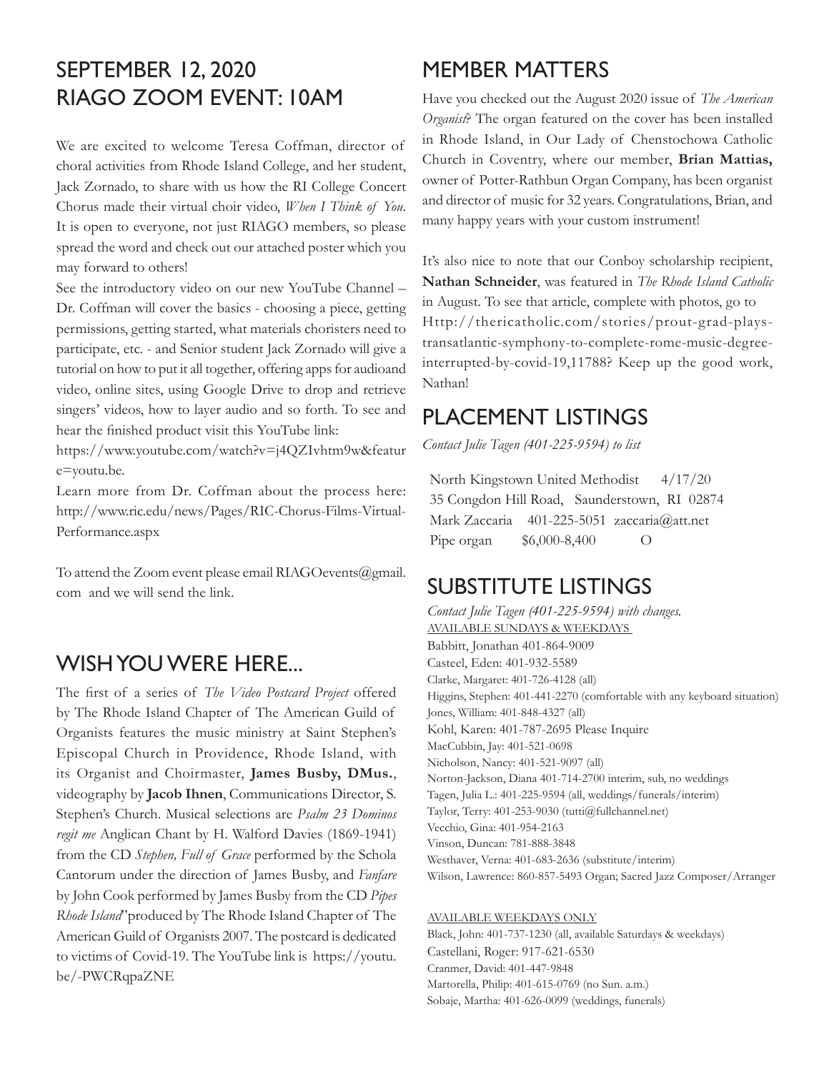## SEPTEMBER 12, 2020
## RIAGO ZOOM EVENT: 10AM

We are excited to welcome Teresa Coffman, director of choral activities from Rhode Island College, and her student, Jack Zornado, to share with us how the RI College Concert Chorus made their virtual choir video, *When I Think of You*. It is open to everyone, not just RIAGO members, so please spread the word and check out our attached poster which you may forward to others!

See the introductory video on our new YouTube Channel – Dr. Coffman will cover the basics - choosing a piece, getting permissions, getting started, what materials choristers need to participate, etc. - and Senior student Jack Zornado will give a tutorial on how to put it all together, offering apps for audioand video, online sites, using Google Drive to drop and retrieve singers' videos, how to layer audio and so forth. To see and hear the finished product visit this YouTube link:

https://www.youtube.com/watch?v=j4QZIvhtm9w&feature=youtu.be.

Learn more from Dr. Coffman about the process here: http://www.ric.edu/news/Pages/RIC-Chorus-Films-Virtual-Performance.aspx

To attend the Zoom event please email RIAGOevents@gmail.com and we will send the link.

## WISH YOU WERE HERE...

The first of a series of *The Video Postcard Project* offered by The Rhode Island Chapter of The American Guild of Organists features the music ministry at Saint Stephen's Episcopal Church in Providence, Rhode Island, with its Organist and Choirmaster, **James Busby, DMus.**, videography by **Jacob Ihnen**, Communications Director, S. Stephen's Church. Musical selections are *Psalm 23 Dominos regit me* Anglican Chant by H. Walford Davies (1869-1941) from the CD *Stephen, Full of Grace* performed by the Schola Cantorum under the direction of James Busby, and *Fanfare* by John Cook performed by James Busby from the CD *Pipes Rhode Island*" produced by The Rhode Island Chapter of The American Guild of Organists 2007. The postcard is dedicated to victims of Covid-19. The YouTube link is https://youtu.be/-PWCRqpaZNE

## MEMBER MATTERS

Have you checked out the August 2020 issue of *The American Organist*? The organ featured on the cover has been installed in Rhode Island, in Our Lady of Chenstochowa Catholic Church in Coventry, where our member, **Brian Mattias,** owner of Potter-Rathbun Organ Company, has been organist and director of music for 32 years. Congratulations, Brian, and many happy years with your custom instrument!

It's also nice to note that our Conboy scholarship recipient, **Nathan Schneider**, was featured in *The Rhode Island Catholic* in August. To see that article, complete with photos, go to Http://thericatholic.com/stories/prout-grad-plays-transatlantic-symphony-to-complete-rome-music-degree-interrupted-by-covid-19,11788? Keep up the good work, Nathan!

## PLACEMENT LISTINGS

*Contact Julie Tagen (401-225-9594) to list*

North Kingstown United Methodist 4/17/20
35 Congdon Hill Road, Saunderstown, RI 02874
Mark Zaccaria 401-225-5051 zaccaria@att.net
Pipe organ $6,000-8,400 O

## SUBSTITUTE LISTINGS

*Contact Julie Tagen (401-225-9594) with changes.*

AVAILABLE SUNDAYS & WEEKDAYS

Babbitt, Jonathan 401-864-9009
Casteel, Eden: 401-932-5589
Clarke, Margaret: 401-726-4128 (all)
Higgins, Stephen: 401-441-2270 (comfortable with any keyboard situation)
Jones, William: 401-848-4327 (all)
Kohl, Karen: 401-787-2695 Please Inquire
MacCubbin, Jay: 401-521-0698
Nicholson, Nancy: 401-521-9097 (all)
Norton-Jackson, Diana 401-714-2700 interim, sub, no weddings
Tagen, Julia L.: 401-225-9594 (all, weddings/funerals/interim)
Taylor, Terry: 401-253-9030 (tutti@fullchannel.net)
Vecchio, Gina: 401-954-2163
Vinson, Duncan: 781-888-3848
Westhaver, Verna: 401-683-2636 (substitute/interim)
Wilson, Lawrence: 860-857-5493 Organ; Sacred Jazz Composer/Arranger

AVAILABLE WEEKDAYS ONLY

Black, John: 401-737-1230 (all, available Saturdays & weekdays)
Castellani, Roger: 917-621-6530
Cranmer, David: 401-447-9848
Martorella, Philip: 401-615-0769 (no Sun. a.m.)
Sobaje, Martha: 401-626-0099 (weddings, funerals)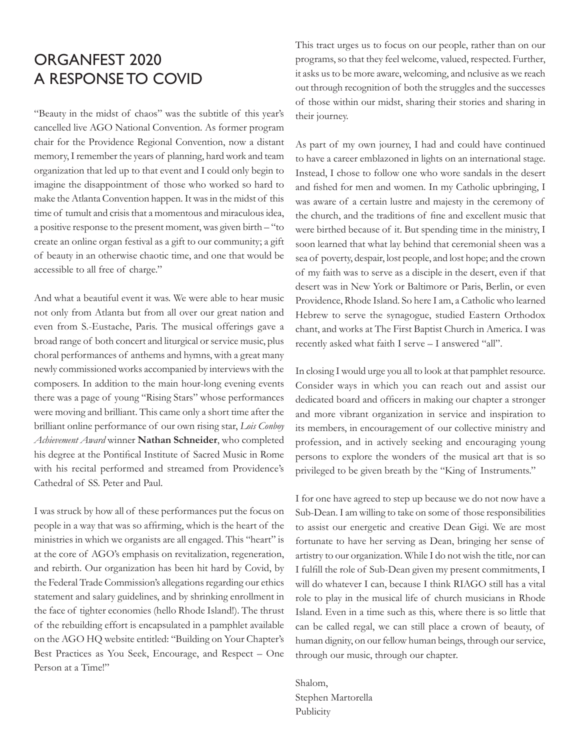# ORGANFEST 2020
# A RESPONSE TO COVID

"Beauty in the midst of chaos" was the subtitle of this year's cancelled live AGO National Convention. As former program chair for the Providence Regional Convention, now a distant memory, I remember the years of planning, hard work and team organization that led up to that event and I could only begin to imagine the disappointment of those who worked so hard to make the Atlanta Convention happen. It was in the midst of this time of tumult and crisis that a momentous and miraculous idea, a positive response to the present moment, was given birth – "to create an online organ festival as a gift to our community; a gift of beauty in an otherwise chaotic time, and one that would be accessible to all free of charge."

And what a beautiful event it was. We were able to hear music not only from Atlanta but from all over our great nation and even from S.-Eustache, Paris. The musical offerings gave a broad range of both concert and liturgical or service music, plus choral performances of anthems and hymns, with a great many newly commissioned works accompanied by interviews with the composers. In addition to the main hour-long evening events there was a page of young "Rising Stars" whose performances were moving and brilliant. This came only a short time after the brilliant online performance of our own rising star, *Lois Conboy Achievement Award* winner **Nathan Schneider**, who completed his degree at the Pontifical Institute of Sacred Music in Rome with his recital performed and streamed from Providence's Cathedral of SS. Peter and Paul.

I was struck by how all of these performances put the focus on people in a way that was so affirming, which is the heart of the ministries in which we organists are all engaged. This "heart" is at the core of AGO's emphasis on revitalization, regeneration, and rebirth. Our organization has been hit hard by Covid, by the Federal Trade Commission's allegations regarding our ethics statement and salary guidelines, and by shrinking enrollment in the face of tighter economies (hello Rhode Island!). The thrust of the rebuilding effort is encapsulated in a pamphlet available on the AGO HQ website entitled: "Building on Your Chapter's Best Practices as You Seek, Encourage, and Respect – One Person at a Time!"

This tract urges us to focus on our people, rather than on our programs, so that they feel welcome, valued, respected. Further, it asks us to be more aware, welcoming, and nclusive as we reach out through recognition of both the struggles and the successes of those within our midst, sharing their stories and sharing in their journey.

As part of my own journey, I had and could have continued to have a career emblazoned in lights on an international stage. Instead, I chose to follow one who wore sandals in the desert and fished for men and women. In my Catholic upbringing, I was aware of a certain lustre and majesty in the ceremony of the church, and the traditions of fine and excellent music that were birthed because of it. But spending time in the ministry, I soon learned that what lay behind that ceremonial sheen was a sea of poverty, despair, lost people, and lost hope; and the crown of my faith was to serve as a disciple in the desert, even if that desert was in New York or Baltimore or Paris, Berlin, or even Providence, Rhode Island. So here I am, a Catholic who learned Hebrew to serve the synagogue, studied Eastern Orthodox chant, and works at The First Baptist Church in America. I was recently asked what faith I serve – I answered "all".

In closing I would urge you all to look at that pamphlet resource. Consider ways in which you can reach out and assist our dedicated board and officers in making our chapter a stronger and more vibrant organization in service and inspiration to its members, in encouragement of our collective ministry and profession, and in actively seeking and encouraging young persons to explore the wonders of the musical art that is so privileged to be given breath by the "King of Instruments."

I for one have agreed to step up because we do not now have a Sub-Dean. I am willing to take on some of those responsibilities to assist our energetic and creative Dean Gigi. We are most fortunate to have her serving as Dean, bringing her sense of artistry to our organization. While I do not wish the title, nor can I fulfill the role of Sub-Dean given my present commitments, I will do whatever I can, because I think RIAGO still has a vital role to play in the musical life of church musicians in Rhode Island. Even in a time such as this, where there is so little that can be called regal, we can still place a crown of beauty, of human dignity, on our fellow human beings, through our service, through our music, through our chapter.

Shalom,
Stephen Martorella
Publicity